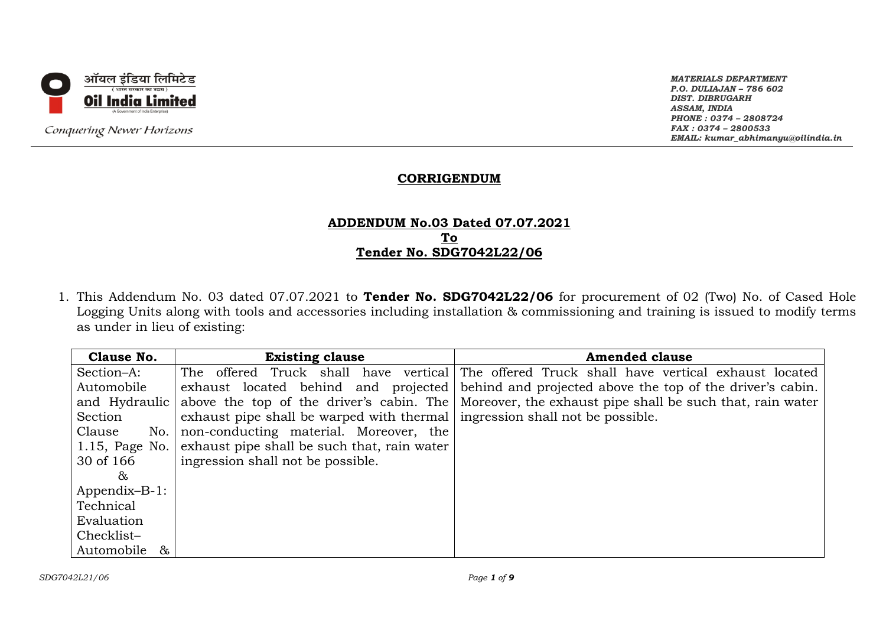ऑयल इंडिया लिमिटेड
( भारत सरकार का उद्यम )
**Oil India Limited**
(A Government of India Enterprise)

*Conquering Newer Horizons*

*MATERIALS DEPARTMENT*
*P.O. DULIAJAN – 786 602*
*DIST. DIBRUGARH*
*ASSAM, INDIA*
*PHONE : 0374 – 2808724*
*FAX : 0374 – 2800533*
*EMAIL: kumar_abhimanyu@oilindia.in*

## CORRIGENDUM

### ADDENDUM No.03 Dated 07.07.2021
### To
### Tender No. SDG7042L22/06

1. This Addendum No. 03 dated 07.07.2021 to **Tender No. SDG7042L22/06** for procurement of 02 (Two) No. of Cased Hole Logging Units along with tools and accessories including installation & commissioning and training is issued to modify terms as under in lieu of existing:

| Clause No. | Existing clause | Amended clause |
|---|---|---|
| Section–A: Automobile and Hydraulic Section Clause No. 1.15, Page No. 30 of 166 & Appendix–B-1: Technical Evaluation Checklist– Automobile & | The offered Truck shall have vertical exhaust located behind and projected above the top of the driver's cabin. The exhaust pipe shall be warped with thermal non-conducting material. Moreover, the exhaust pipe shall be such that, rain water ingression shall not be possible. | The offered Truck shall have vertical exhaust located behind and projected above the top of the driver's cabin. Moreover, the exhaust pipe shall be such that, rain water ingression shall not be possible. |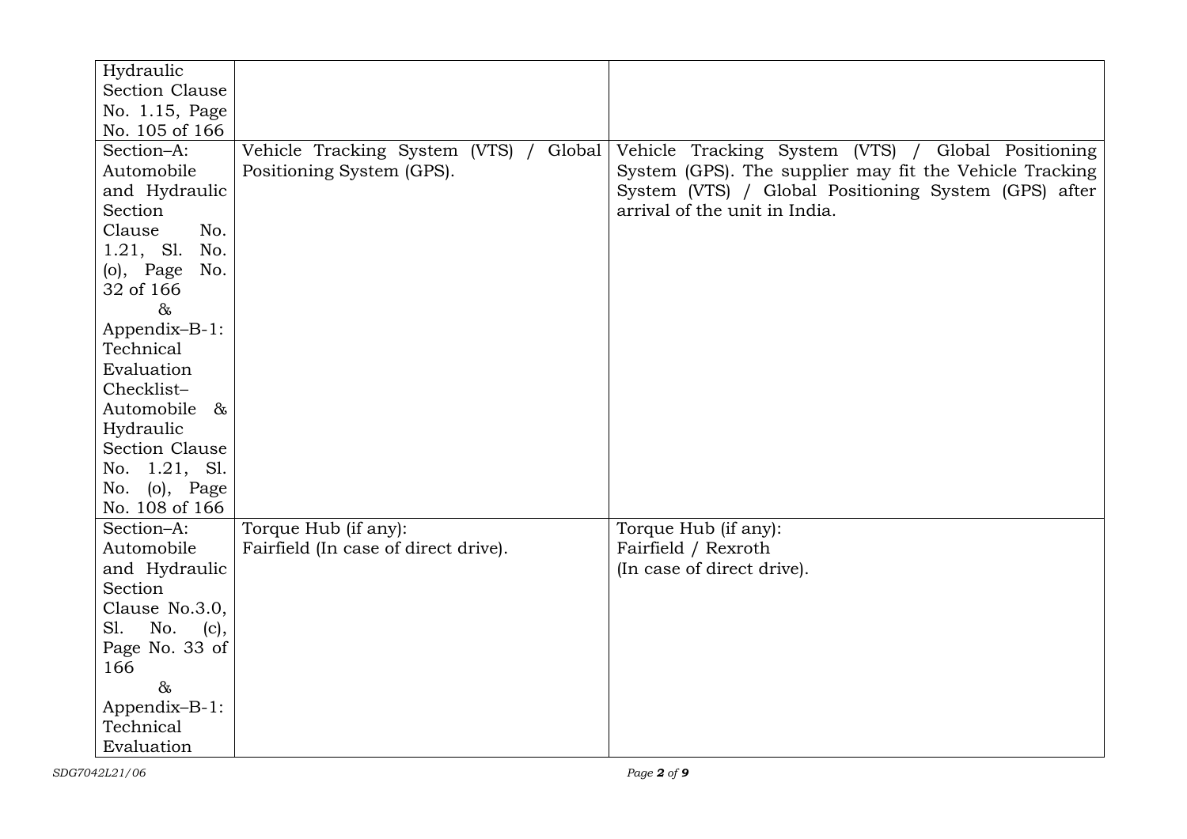| | | |
|---|---|---|
| Hydraulic Section Clause No. 1.15, Page No. 105 of 166 | | |
| Section–A: Automobile and Hydraulic Section Clause No. 1.21, Sl. No. (o), Page No. 32 of 166 & Appendix–B-1: Technical Evaluation Checklist– Automobile & Hydraulic Section Clause No. 1.21, Sl. No. (o), Page No. 108 of 166 | Vehicle Tracking System (VTS) / Global Positioning System (GPS). | Vehicle Tracking System (VTS) / Global Positioning System (GPS). The supplier may fit the Vehicle Tracking System (VTS) / Global Positioning System (GPS) after arrival of the unit in India. |
| Section–A: Automobile and Hydraulic Section Clause No.3.0, Sl. No. (c), Page No. 33 of 166 & Appendix–B-1: Technical Evaluation | Torque Hub (if any):<br>Fairfield (In case of direct drive). | Torque Hub (if any):<br>Fairfield / Rexroth<br>(In case of direct drive). |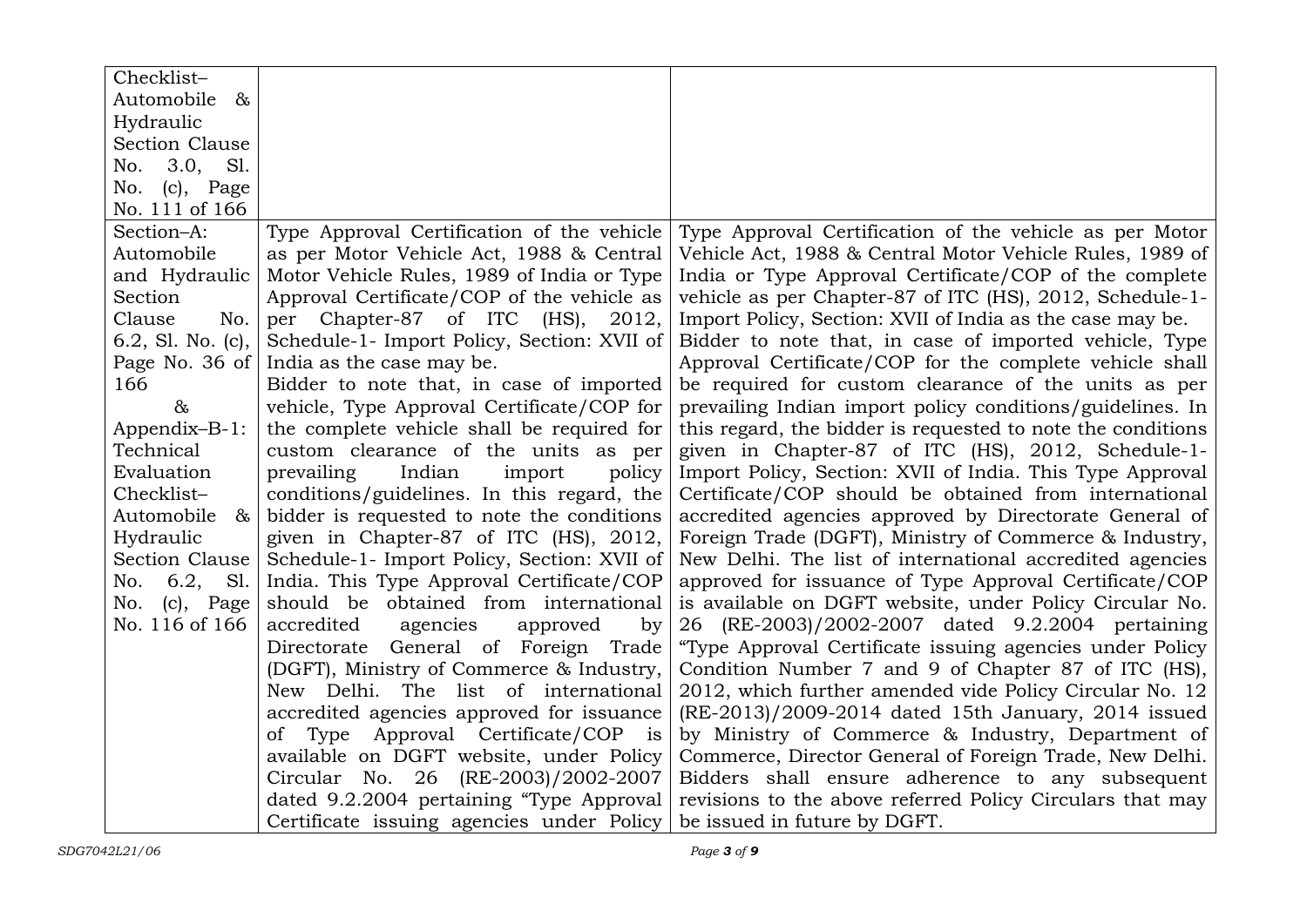| | | |
|---|---|---|
| Checklist– Automobile & Hydraulic Section Clause No. 3.0, Sl. No. (c), Page No. 111 of 166 | | |
| Section–A: Automobile and Hydraulic Section Clause No. 6.2, Sl. No. (c), Page No. 36 of 166 & Appendix–B-1: Technical Evaluation Checklist– Automobile & Hydraulic Section Clause No. 6.2, Sl. No. (c), Page No. 116 of 166 | Type Approval Certification of the vehicle as per Motor Vehicle Act, 1988 & Central Motor Vehicle Rules, 1989 of India or Type Approval Certificate/COP of the vehicle as per Chapter-87 of ITC (HS), 2012, Schedule-1- Import Policy, Section: XVII of India as the case may be.<br>Bidder to note that, in case of imported vehicle, Type Approval Certificate/COP for the complete vehicle shall be required for custom clearance of the units as per prevailing Indian import policy conditions/guidelines. In this regard, the bidder is requested to note the conditions given in Chapter-87 of ITC (HS), 2012, Schedule-1- Import Policy, Section: XVII of India. This Type Approval Certificate/COP should be obtained from international accredited agencies approved by Directorate General of Foreign Trade (DGFT), Ministry of Commerce & Industry, New Delhi. The list of international accredited agencies approved for issuance of Type Approval Certificate/COP is available on DGFT website, under Policy Circular No. 26 (RE-2003)/2002-2007 dated 9.2.2004 pertaining "Type Approval Certificate issuing agencies under Policy | Type Approval Certification of the vehicle as per Motor Vehicle Act, 1988 & Central Motor Vehicle Rules, 1989 of India or Type Approval Certificate/COP of the complete vehicle as per Chapter-87 of ITC (HS), 2012, Schedule-1- Import Policy, Section: XVII of India as the case may be.<br>Bidder to note that, in case of imported vehicle, Type Approval Certificate/COP for the complete vehicle shall be required for custom clearance of the units as per prevailing Indian import policy conditions/guidelines. In this regard, the bidder is requested to note the conditions given in Chapter-87 of ITC (HS), 2012, Schedule-1- Import Policy, Section: XVII of India. This Type Approval Certificate/COP should be obtained from international accredited agencies approved by Directorate General of Foreign Trade (DGFT), Ministry of Commerce & Industry, New Delhi. The list of international accredited agencies approved for issuance of Type Approval Certificate/COP is available on DGFT website, under Policy Circular No. 26 (RE-2003)/2002-2007 dated 9.2.2004 pertaining "Type Approval Certificate issuing agencies under Policy Condition Number 7 and 9 of Chapter 87 of ITC (HS), 2012, which further amended vide Policy Circular No. 12 (RE-2013)/2009-2014 dated 15th January, 2014 issued by Ministry of Commerce & Industry, Department of Commerce, Director General of Foreign Trade, New Delhi. Bidders shall ensure adherence to any subsequent revisions to the above referred Policy Circulars that may be issued in future by DGFT. |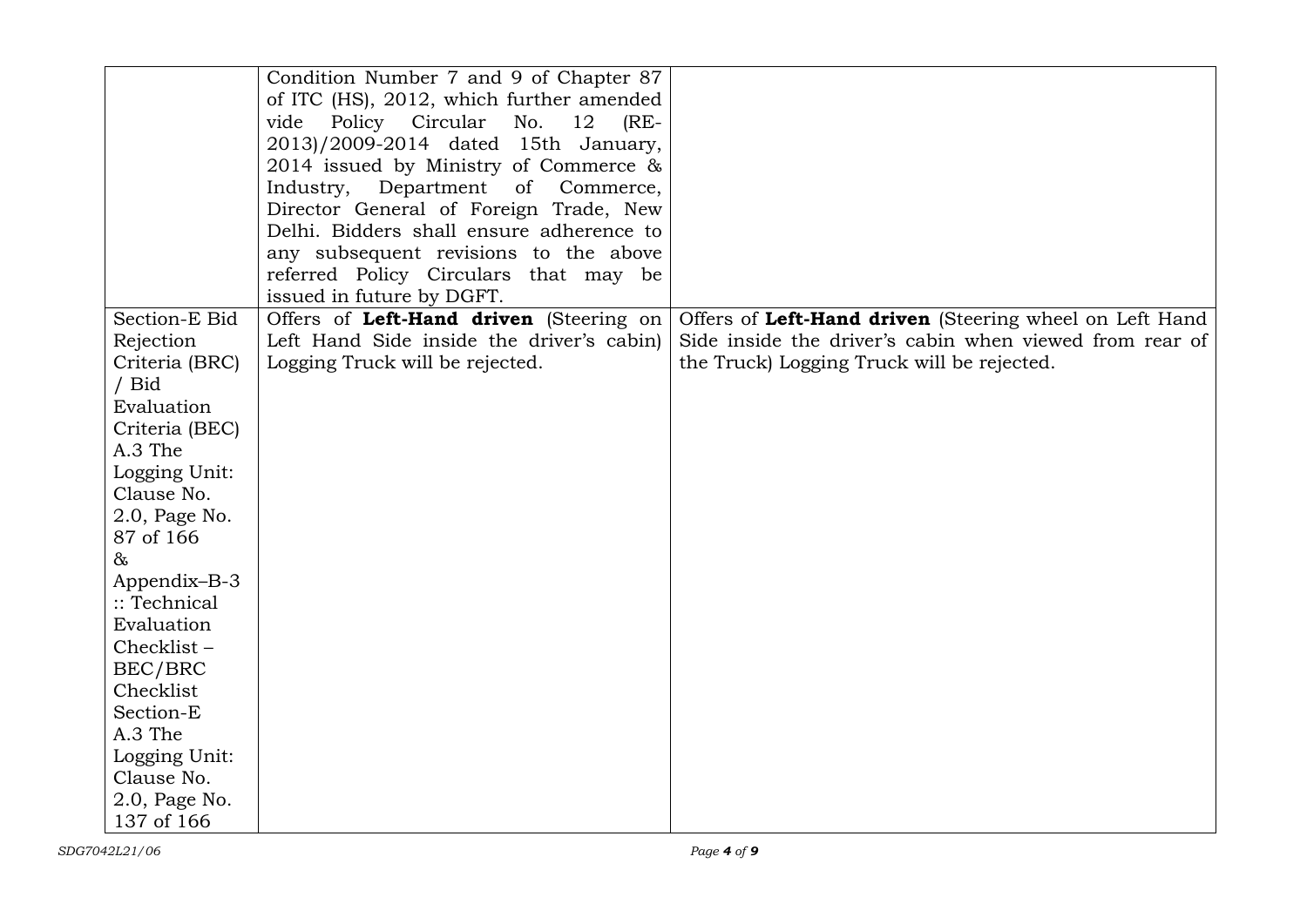| | | |
|---|---|---|
| | Condition Number 7 and 9 of Chapter 87 of ITC (HS), 2012, which further amended vide Policy Circular No. 12 (RE-2013)/2009-2014 dated 15th January, 2014 issued by Ministry of Commerce & Industry, Department of Commerce, Director General of Foreign Trade, New Delhi. Bidders shall ensure adherence to any subsequent revisions to the above referred Policy Circulars that may be issued in future by DGFT. | |
| Section-E Bid Rejection Criteria (BRC) / Bid Evaluation Criteria (BEC) A.3 The Logging Unit: Clause No. 2.0, Page No. 87 of 166 & Appendix–B-3 :: Technical Evaluation Checklist – BEC/BRC Checklist Section-E A.3 The Logging Unit: Clause No. 2.0, Page No. 137 of 166 | Offers of **Left-Hand driven** (Steering on Left Hand Side inside the driver's cabin) Logging Truck will be rejected. | Offers of **Left-Hand driven** (Steering wheel on Left Hand Side inside the driver's cabin when viewed from rear of the Truck) Logging Truck will be rejected. |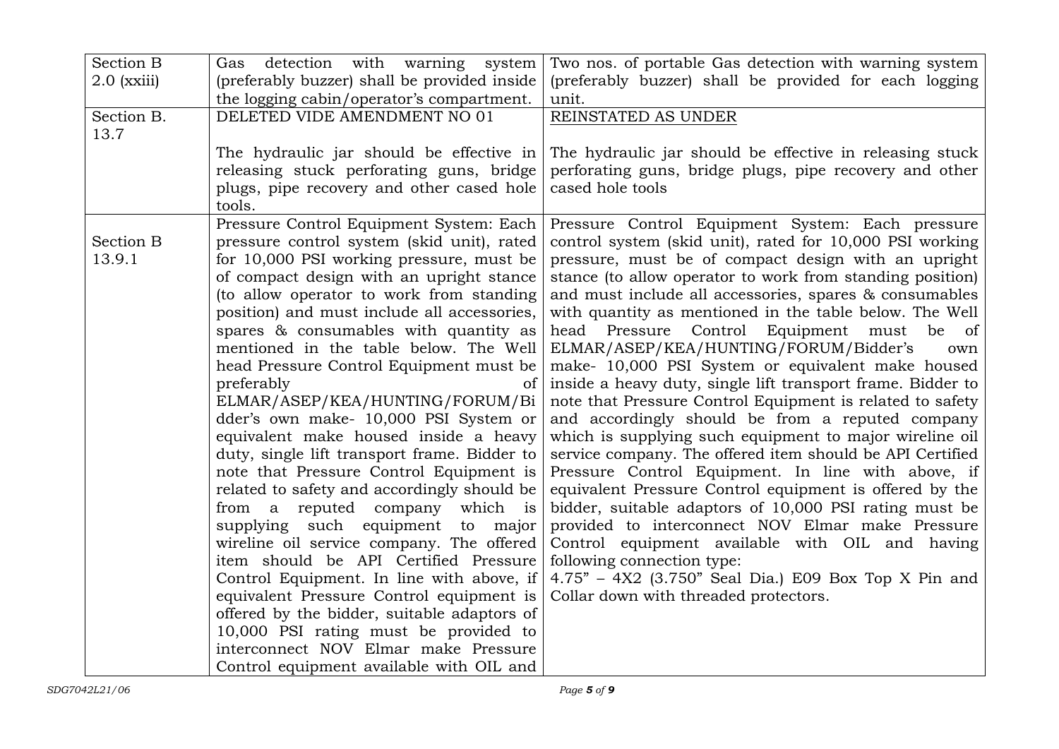| | | |
|---|---|---|
| Section B 2.0 (xxiii) | Gas detection with warning system (preferably buzzer) shall be provided inside the logging cabin/operator's compartment. | Two nos. of portable Gas detection with warning system (preferably buzzer) shall be provided for each logging unit. |
| Section B. 13.7 | DELETED VIDE AMENDMENT NO 01<br><br>The hydraulic jar should be effective in releasing stuck perforating guns, bridge plugs, pipe recovery and other cased hole tools. | <u>REINSTATED AS UNDER</u><br><br>The hydraulic jar should be effective in releasing stuck perforating guns, bridge plugs, pipe recovery and other cased hole tools |
| Section B 13.9.1 | Pressure Control Equipment System: Each pressure control system (skid unit), rated for 10,000 PSI working pressure, must be of compact design with an upright stance (to allow operator to work from standing position) and must include all accessories, spares & consumables with quantity as mentioned in the table below. The Well head Pressure Control Equipment must be preferably of ELMAR/ASEP/KEA/HUNTING/FORUM/Bidder's own make- 10,000 PSI System or equivalent make housed inside a heavy duty, single lift transport frame. Bidder to note that Pressure Control Equipment is related to safety and accordingly should be from a reputed company which is supplying such equipment to major wireline oil service company. The offered item should be API Certified Pressure Control Equipment. In line with above, if equivalent Pressure Control equipment is offered by the bidder, suitable adaptors of 10,000 PSI rating must be provided to interconnect NOV Elmar make Pressure Control equipment available with OIL and | Pressure Control Equipment System: Each pressure control system (skid unit), rated for 10,000 PSI working pressure, must be of compact design with an upright stance (to allow operator to work from standing position) and must include all accessories, spares & consumables with quantity as mentioned in the table below. The Well head Pressure Control Equipment must be of ELMAR/ASEP/KEA/HUNTING/FORUM/Bidder's own make- 10,000 PSI System or equivalent make housed inside a heavy duty, single lift transport frame. Bidder to note that Pressure Control Equipment is related to safety and accordingly should be from a reputed company which is supplying such equipment to major wireline oil service company. The offered item should be API Certified Pressure Control Equipment. In line with above, if equivalent Pressure Control equipment is offered by the bidder, suitable adaptors of 10,000 PSI rating must be provided to interconnect NOV Elmar make Pressure Control equipment available with OIL and having following connection type:<br>4.75" – 4X2 (3.750" Seal Dia.) E09 Box Top X Pin and Collar down with threaded protectors. |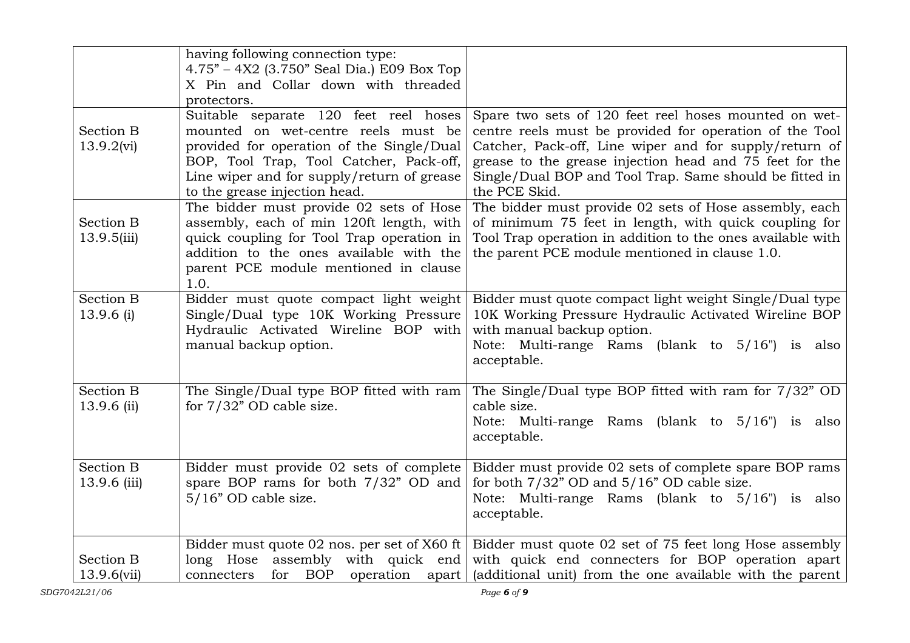| | | |
|---|---|---|
| | having following connection type: 4.75" – 4X2 (3.750" Seal Dia.) E09 Box Top X Pin and Collar down with threaded protectors. | |
| Section B 13.9.2(vi) | Suitable separate 120 feet reel hoses mounted on wet-centre reels must be provided for operation of the Single/Dual BOP, Tool Trap, Tool Catcher, Pack-off, Line wiper and for supply/return of grease to the grease injection head. | Spare two sets of 120 feet reel hoses mounted on wet-centre reels must be provided for operation of the Tool Catcher, Pack-off, Line wiper and for supply/return of grease to the grease injection head and 75 feet for the Single/Dual BOP and Tool Trap. Same should be fitted in the PCE Skid. |
| Section B 13.9.5(iii) | The bidder must provide 02 sets of Hose assembly, each of min 120ft length, with quick coupling for Tool Trap operation in addition to the ones available with the parent PCE module mentioned in clause 1.0. | The bidder must provide 02 sets of Hose assembly, each of minimum 75 feet in length, with quick coupling for Tool Trap operation in addition to the ones available with the parent PCE module mentioned in clause 1.0. |
| Section B 13.9.6 (i) | Bidder must quote compact light weight Single/Dual type 10K Working Pressure Hydraulic Activated Wireline BOP with manual backup option. | Bidder must quote compact light weight Single/Dual type 10K Working Pressure Hydraulic Activated Wireline BOP with manual backup option.<br>Note: Multi-range Rams (blank to 5/16") is also acceptable. |
| Section B 13.9.6 (ii) | The Single/Dual type BOP fitted with ram for 7/32" OD cable size. | The Single/Dual type BOP fitted with ram for 7/32" OD cable size.<br>Note: Multi-range Rams (blank to 5/16") is also acceptable. |
| Section B 13.9.6 (iii) | Bidder must provide 02 sets of complete spare BOP rams for both 7/32" OD and 5/16" OD cable size. | Bidder must provide 02 sets of complete spare BOP rams for both 7/32" OD and 5/16" OD cable size.<br>Note: Multi-range Rams (blank to 5/16") is also acceptable. |
| Section B 13.9.6(vii) | Bidder must quote 02 nos. per set of X60 ft long Hose assembly with quick end connecters for BOP operation apart | Bidder must quote 02 set of 75 feet long Hose assembly with quick end connecters for BOP operation apart (additional unit) from the one available with the parent |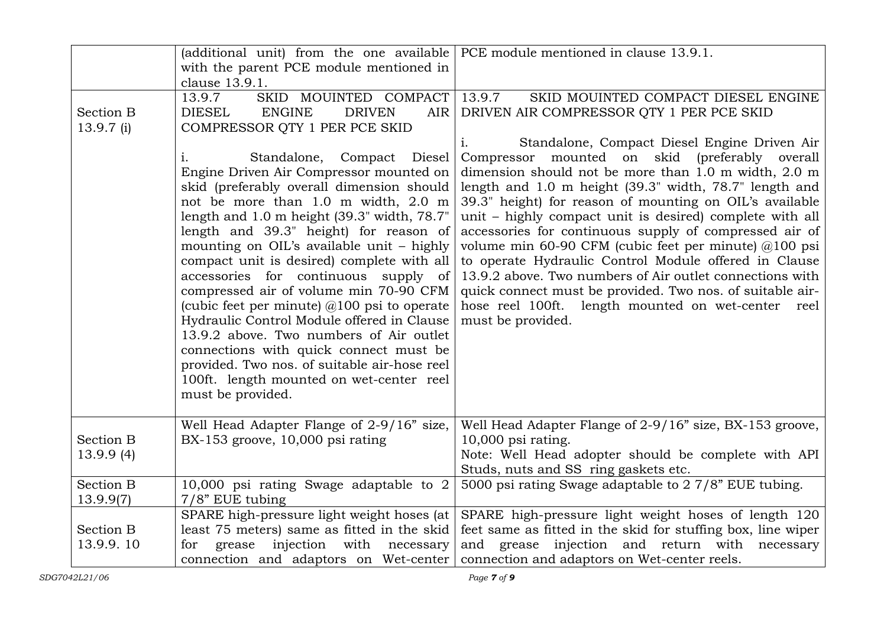| | | |
|---|---|---|
| | (additional unit) from the one available with the parent PCE module mentioned in clause 13.9.1. | PCE module mentioned in clause 13.9.1. |
| Section B 13.9.7 (i) | 13.9.7 SKID MOUINTED COMPACT DIESEL ENGINE DRIVEN AIR COMPRESSOR QTY 1 PER PCE SKID<br><br>i. Standalone, Compact Diesel Engine Driven Air Compressor mounted on skid (preferably overall dimension should not be more than 1.0 m width, 2.0 m length and 1.0 m height (39.3" width, 78.7" length and 39.3" height) for reason of mounting on OIL's available unit – highly compact unit is desired) complete with all accessories for continuous supply of compressed air of volume min 70-90 CFM (cubic feet per minute) @100 psi to operate Hydraulic Control Module offered in Clause 13.9.2 above. Two numbers of Air outlet connections with quick connect must be provided. Two nos. of suitable air-hose reel 100ft. length mounted on wet-center reel must be provided. | 13.9.7 SKID MOUINTED COMPACT DIESEL ENGINE DRIVEN AIR COMPRESSOR QTY 1 PER PCE SKID<br><br>i. Standalone, Compact Diesel Engine Driven Air Compressor mounted on skid (preferably overall dimension should not be more than 1.0 m width, 2.0 m length and 1.0 m height (39.3" width, 78.7" length and 39.3" height) for reason of mounting on OIL's available unit – highly compact unit is desired) complete with all accessories for continuous supply of compressed air of volume min 60-90 CFM (cubic feet per minute) @100 psi to operate Hydraulic Control Module offered in Clause 13.9.2 above. Two numbers of Air outlet connections with quick connect must be provided. Two nos. of suitable air-hose reel 100ft. length mounted on wet-center reel must be provided. |
| Section B 13.9.9 (4) | Well Head Adapter Flange of 2-9/16" size, BX-153 groove, 10,000 psi rating | Well Head Adapter Flange of 2-9/16" size, BX-153 groove, 10,000 psi rating.<br>Note: Well Head adopter should be complete with API Studs, nuts and SS ring gaskets etc. |
| Section B 13.9.9(7) | 10,000 psi rating Swage adaptable to 2 7/8" EUE tubing | 5000 psi rating Swage adaptable to 2 7/8" EUE tubing. |
| Section B 13.9.9. 10 | SPARE high-pressure light weight hoses (at least 75 meters) same as fitted in the skid for grease injection with necessary connection and adaptors on Wet-center | SPARE high-pressure light weight hoses of length 120 feet same as fitted in the skid for stuffing box, line wiper and grease injection and return with necessary connection and adaptors on Wet-center reels. |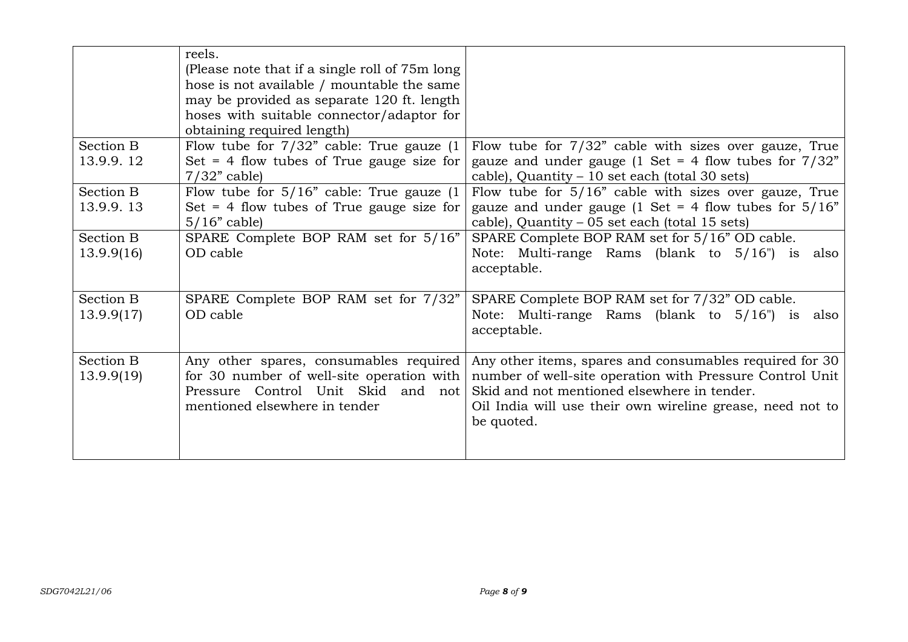| | | |
|---|---|---|
| | reels.<br>(Please note that if a single roll of 75m long hose is not available / mountable the same may be provided as separate 120 ft. length hoses with suitable connector/adaptor for obtaining required length) | |
| Section B 13.9.9. 12 | Flow tube for 7/32" cable: True gauze (1 Set = 4 flow tubes of True gauge size for 7/32" cable) | Flow tube for 7/32" cable with sizes over gauze, True gauze and under gauge (1 Set = 4 flow tubes for 7/32" cable), Quantity – 10 set each (total 30 sets) |
| Section B 13.9.9. 13 | Flow tube for 5/16" cable: True gauze (1 Set = 4 flow tubes of True gauge size for 5/16" cable) | Flow tube for 5/16" cable with sizes over gauze, True gauze and under gauge (1 Set = 4 flow tubes for 5/16" cable), Quantity – 05 set each (total 15 sets) |
| Section B 13.9.9(16) | SPARE Complete BOP RAM set for 5/16" OD cable | SPARE Complete BOP RAM set for 5/16" OD cable.<br>Note: Multi-range Rams (blank to 5/16") is also acceptable. |
| Section B 13.9.9(17) | SPARE Complete BOP RAM set for 7/32" OD cable | SPARE Complete BOP RAM set for 7/32" OD cable.<br>Note: Multi-range Rams (blank to 5/16") is also acceptable. |
| Section B 13.9.9(19) | Any other spares, consumables required for 30 number of well-site operation with Pressure Control Unit Skid and not mentioned elsewhere in tender | Any other items, spares and consumables required for 30 number of well-site operation with Pressure Control Unit Skid and not mentioned elsewhere in tender.<br>Oil India will use their own wireline grease, need not to be quoted. |

SDG7042L21/06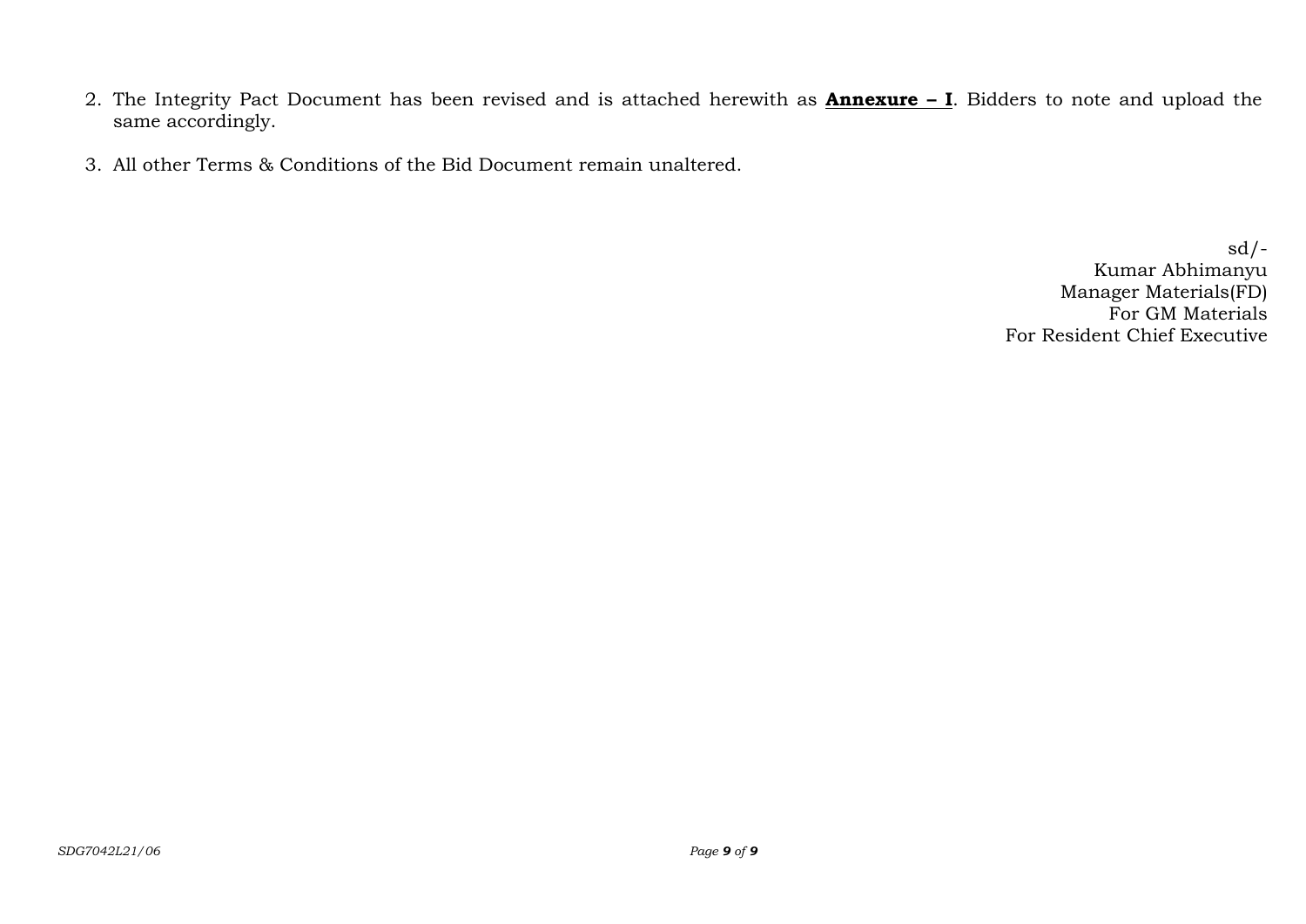2. The Integrity Pact Document has been revised and is attached herewith as **<u>Annexure – I</u>**. Bidders to note and upload the same accordingly.

3. All other Terms & Conditions of the Bid Document remain unaltered.

sd/-
Kumar Abhimanyu
Manager Materials(FD)
For GM Materials
For Resident Chief Executive

*SDG7042L21/06*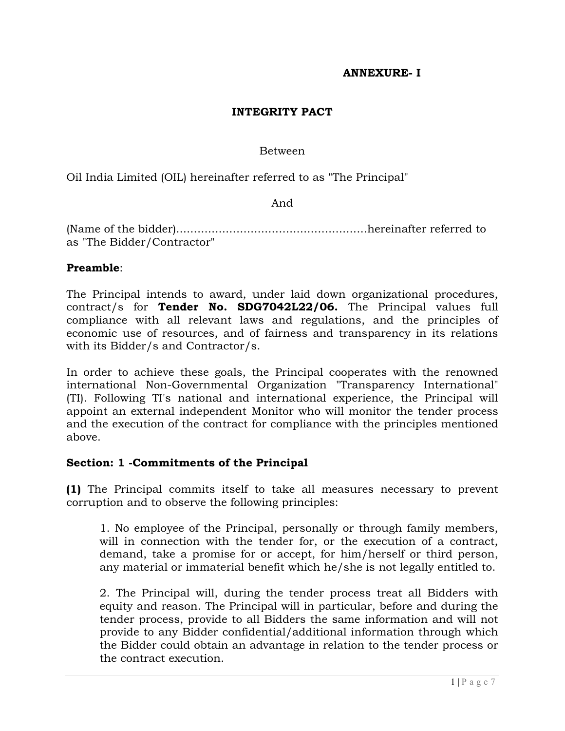**ANNEXURE- I**

# INTEGRITY PACT

Between

Oil India Limited (OIL) hereinafter referred to as "The Principal"

And

(Name of the bidder)......................................................hereinafter referred to as "The Bidder/Contractor"

**Preamble**:

The Principal intends to award, under laid down organizational procedures, contract/s for **Tender No. SDG7042L22/06.** The Principal values full compliance with all relevant laws and regulations, and the principles of economic use of resources, and of fairness and transparency in its relations with its Bidder/s and Contractor/s.

In order to achieve these goals, the Principal cooperates with the renowned international Non-Governmental Organization "Transparency International" (TI). Following TI's national and international experience, the Principal will appoint an external independent Monitor who will monitor the tender process and the execution of the contract for compliance with the principles mentioned above.

**Section: 1 -Commitments of the Principal**

**(1)** The Principal commits itself to take all measures necessary to prevent corruption and to observe the following principles:

1. No employee of the Principal, personally or through family members, will in connection with the tender for, or the execution of a contract, demand, take a promise for or accept, for him/herself or third person, any material or immaterial benefit which he/she is not legally entitled to.

2. The Principal will, during the tender process treat all Bidders with equity and reason. The Principal will in particular, before and during the tender process, provide to all Bidders the same information and will not provide to any Bidder confidential/additional information through which the Bidder could obtain an advantage in relation to the tender process or the contract execution.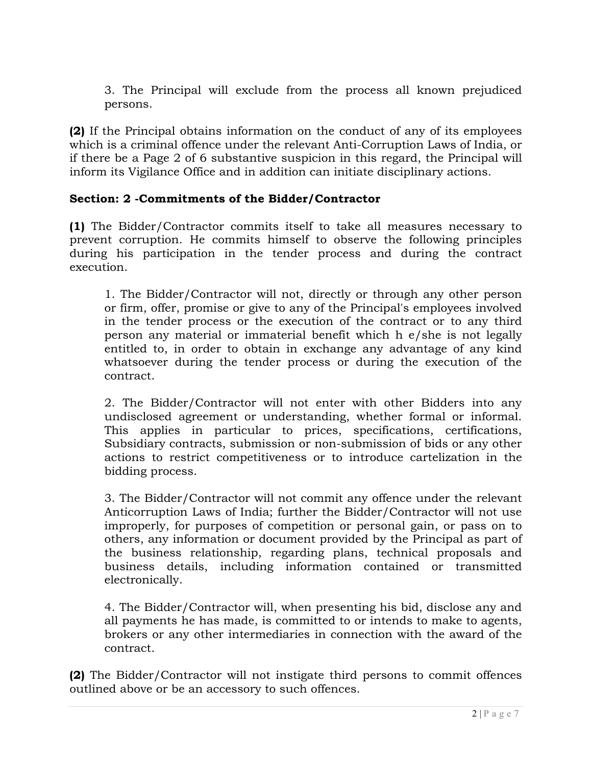3. The Principal will exclude from the process all known prejudiced persons.

**(2)** If the Principal obtains information on the conduct of any of its employees which is a criminal offence under the relevant Anti-Corruption Laws of India, or if there be a Page 2 of 6 substantive suspicion in this regard, the Principal will inform its Vigilance Office and in addition can initiate disciplinary actions.

**Section: 2 -Commitments of the Bidder/Contractor**

**(1)** The Bidder/Contractor commits itself to take all measures necessary to prevent corruption. He commits himself to observe the following principles during his participation in the tender process and during the contract execution.

1. The Bidder/Contractor will not, directly or through any other person or firm, offer, promise or give to any of the Principal's employees involved in the tender process or the execution of the contract or to any third person any material or immaterial benefit which h e/she is not legally entitled to, in order to obtain in exchange any advantage of any kind whatsoever during the tender process or during the execution of the contract.

2. The Bidder/Contractor will not enter with other Bidders into any undisclosed agreement or understanding, whether formal or informal. This applies in particular to prices, specifications, certifications, Subsidiary contracts, submission or non-submission of bids or any other actions to restrict competitiveness or to introduce cartelization in the bidding process.

3. The Bidder/Contractor will not commit any offence under the relevant Anticorruption Laws of India; further the Bidder/Contractor will not use improperly, for purposes of competition or personal gain, or pass on to others, any information or document provided by the Principal as part of the business relationship, regarding plans, technical proposals and business details, including information contained or transmitted electronically.

4. The Bidder/Contractor will, when presenting his bid, disclose any and all payments he has made, is committed to or intends to make to agents, brokers or any other intermediaries in connection with the award of the contract.

**(2)** The Bidder/Contractor will not instigate third persons to commit offences outlined above or be an accessory to such offences.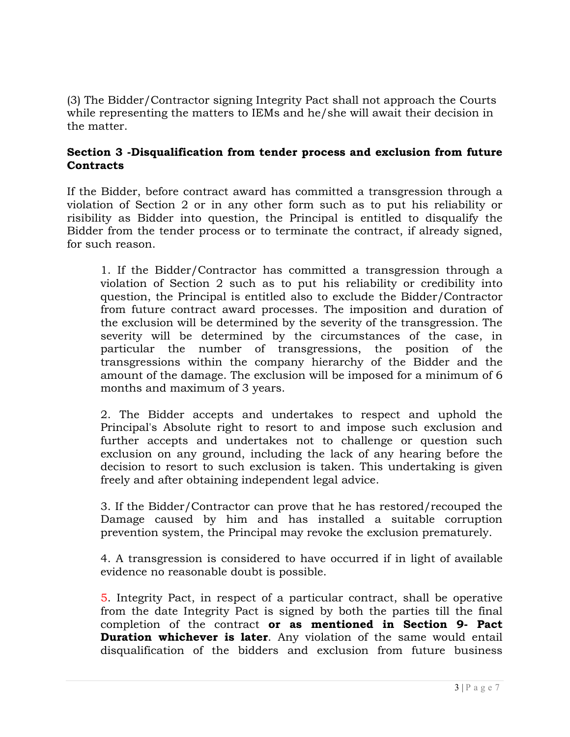(3) The Bidder/Contractor signing Integrity Pact shall not approach the Courts while representing the matters to IEMs and he/she will await their decision in the matter.

**Section 3 -Disqualification from tender process and exclusion from future Contracts**

If the Bidder, before contract award has committed a transgression through a violation of Section 2 or in any other form such as to put his reliability or risibility as Bidder into question, the Principal is entitled to disqualify the Bidder from the tender process or to terminate the contract, if already signed, for such reason.

1. If the Bidder/Contractor has committed a transgression through a violation of Section 2 such as to put his reliability or credibility into question, the Principal is entitled also to exclude the Bidder/Contractor from future contract award processes. The imposition and duration of the exclusion will be determined by the severity of the transgression. The severity will be determined by the circumstances of the case, in particular the number of transgressions, the position of the transgressions within the company hierarchy of the Bidder and the amount of the damage. The exclusion will be imposed for a minimum of 6 months and maximum of 3 years.

2. The Bidder accepts and undertakes to respect and uphold the Principal's Absolute right to resort to and impose such exclusion and further accepts and undertakes not to challenge or question such exclusion on any ground, including the lack of any hearing before the decision to resort to such exclusion is taken. This undertaking is given freely and after obtaining independent legal advice.

3. If the Bidder/Contractor can prove that he has restored/recouped the Damage caused by him and has installed a suitable corruption prevention system, the Principal may revoke the exclusion prematurely.

4. A transgression is considered to have occurred if in light of available evidence no reasonable doubt is possible.

5. Integrity Pact, in respect of a particular contract, shall be operative from the date Integrity Pact is signed by both the parties till the final completion of the contract **or as mentioned in Section 9- Pact Duration whichever is later**. Any violation of the same would entail disqualification of the bidders and exclusion from future business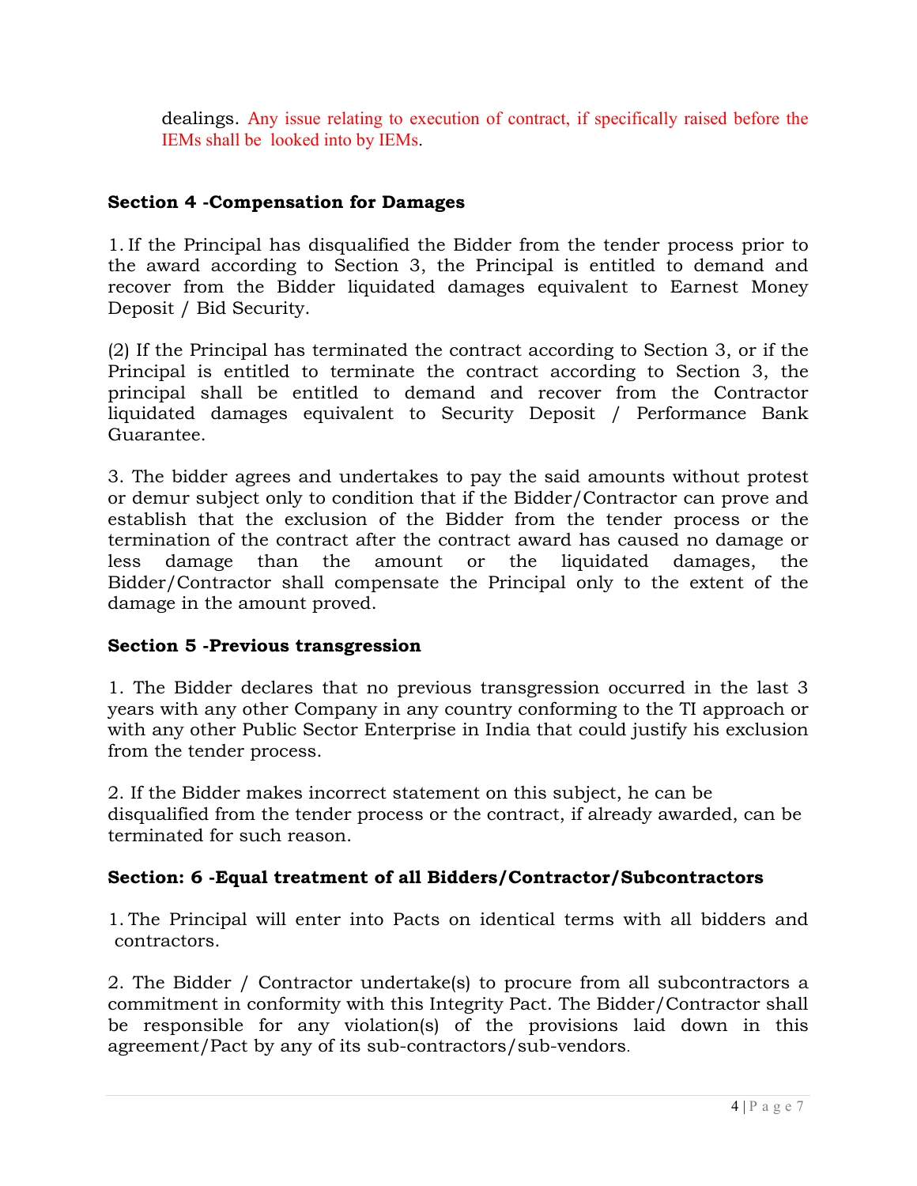dealings. Any issue relating to execution of contract, if specifically raised before the IEMs shall be looked into by IEMs.

**Section 4 -Compensation for Damages**

1. If the Principal has disqualified the Bidder from the tender process prior to the award according to Section 3, the Principal is entitled to demand and recover from the Bidder liquidated damages equivalent to Earnest Money Deposit / Bid Security.

(2) If the Principal has terminated the contract according to Section 3, or if the Principal is entitled to terminate the contract according to Section 3, the principal shall be entitled to demand and recover from the Contractor liquidated damages equivalent to Security Deposit / Performance Bank Guarantee.

3. The bidder agrees and undertakes to pay the said amounts without protest or demur subject only to condition that if the Bidder/Contractor can prove and establish that the exclusion of the Bidder from the tender process or the termination of the contract after the contract award has caused no damage or less damage than the amount or the liquidated damages, the Bidder/Contractor shall compensate the Principal only to the extent of the damage in the amount proved.

**Section 5 -Previous transgression**

1. The Bidder declares that no previous transgression occurred in the last 3 years with any other Company in any country conforming to the TI approach or with any other Public Sector Enterprise in India that could justify his exclusion from the tender process.

2. If the Bidder makes incorrect statement on this subject, he can be disqualified from the tender process or the contract, if already awarded, can be terminated for such reason.

**Section: 6 -Equal treatment of all Bidders/Contractor/Subcontractors**

1. The Principal will enter into Pacts on identical terms with all bidders and contractors.

2. The Bidder / Contractor undertake(s) to procure from all subcontractors a commitment in conformity with this Integrity Pact. The Bidder/Contractor shall be responsible for any violation(s) of the provisions laid down in this agreement/Pact by any of its sub-contractors/sub-vendors.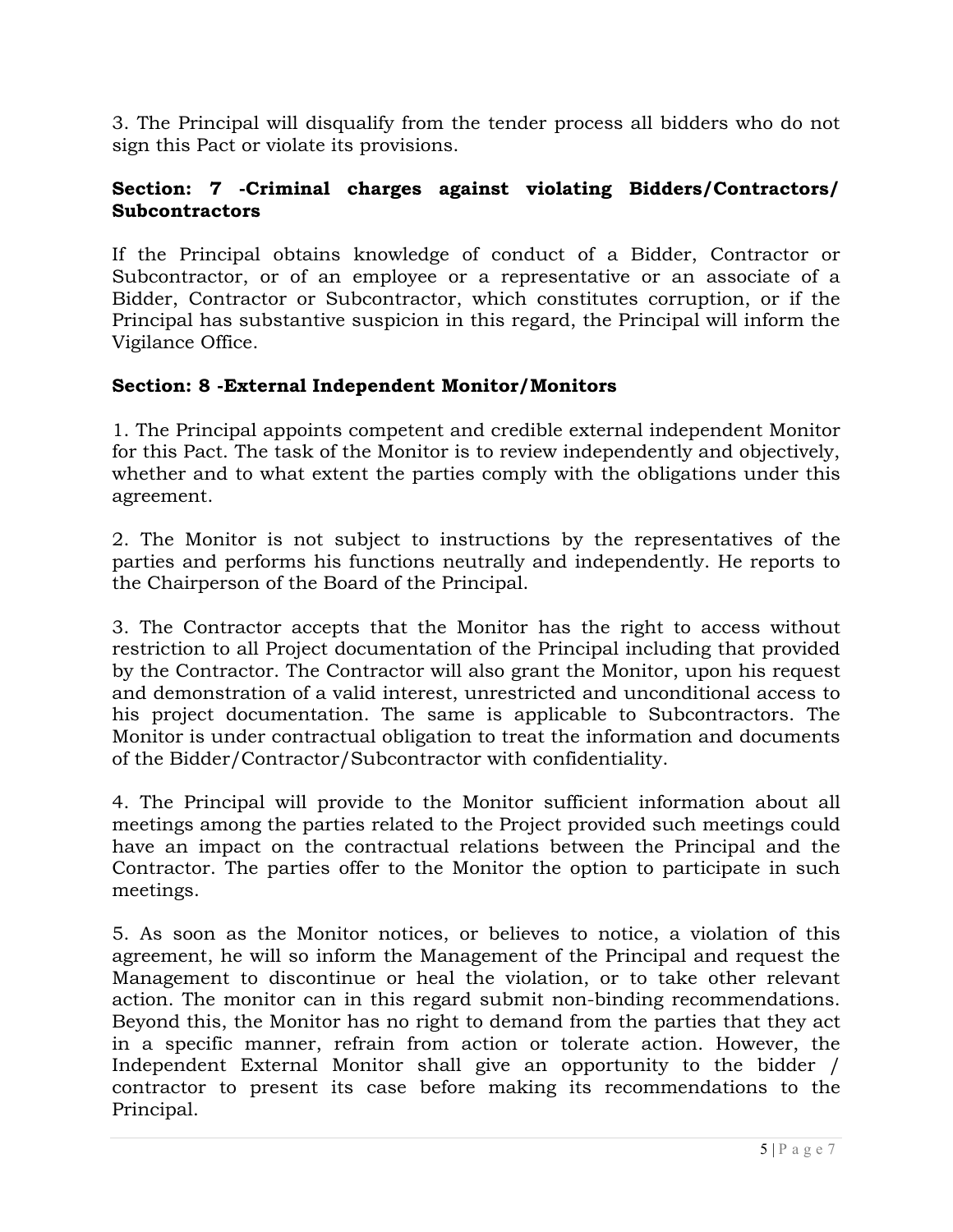3. The Principal will disqualify from the tender process all bidders who do not sign this Pact or violate its provisions.

### Section: 7 -Criminal charges against violating Bidders/Contractors/ Subcontractors

If the Principal obtains knowledge of conduct of a Bidder, Contractor or Subcontractor, or of an employee or a representative or an associate of a Bidder, Contractor or Subcontractor, which constitutes corruption, or if the Principal has substantive suspicion in this regard, the Principal will inform the Vigilance Office.

### Section: 8 -External Independent Monitor/Monitors

1. The Principal appoints competent and credible external independent Monitor for this Pact. The task of the Monitor is to review independently and objectively, whether and to what extent the parties comply with the obligations under this agreement.

2. The Monitor is not subject to instructions by the representatives of the parties and performs his functions neutrally and independently. He reports to the Chairperson of the Board of the Principal.

3. The Contractor accepts that the Monitor has the right to access without restriction to all Project documentation of the Principal including that provided by the Contractor. The Contractor will also grant the Monitor, upon his request and demonstration of a valid interest, unrestricted and unconditional access to his project documentation. The same is applicable to Subcontractors. The Monitor is under contractual obligation to treat the information and documents of the Bidder/Contractor/Subcontractor with confidentiality.

4. The Principal will provide to the Monitor sufficient information about all meetings among the parties related to the Project provided such meetings could have an impact on the contractual relations between the Principal and the Contractor. The parties offer to the Monitor the option to participate in such meetings.

5. As soon as the Monitor notices, or believes to notice, a violation of this agreement, he will so inform the Management of the Principal and request the Management to discontinue or heal the violation, or to take other relevant action. The monitor can in this regard submit non-binding recommendations. Beyond this, the Monitor has no right to demand from the parties that they act in a specific manner, refrain from action or tolerate action. However, the Independent External Monitor shall give an opportunity to the bidder / contractor to present its case before making its recommendations to the Principal.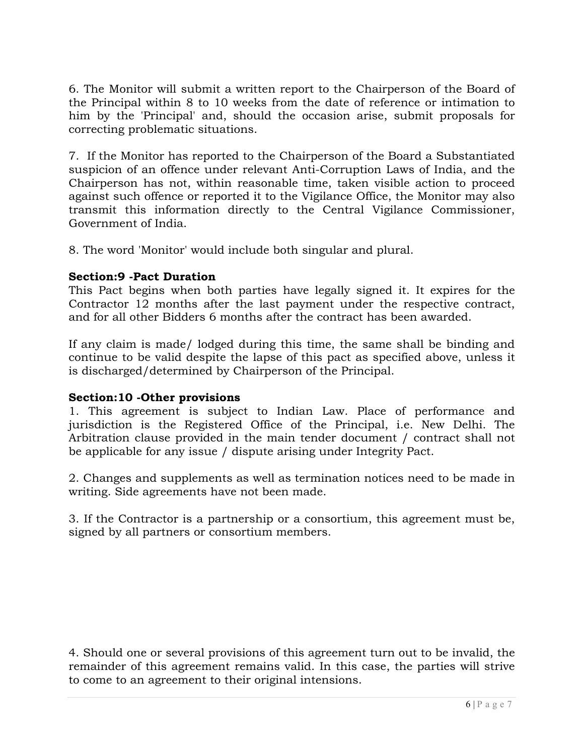6. The Monitor will submit a written report to the Chairperson of the Board of the Principal within 8 to 10 weeks from the date of reference or intimation to him by the 'Principal' and, should the occasion arise, submit proposals for correcting problematic situations.

7. If the Monitor has reported to the Chairperson of the Board a Substantiated suspicion of an offence under relevant Anti-Corruption Laws of India, and the Chairperson has not, within reasonable time, taken visible action to proceed against such offence or reported it to the Vigilance Office, the Monitor may also transmit this information directly to the Central Vigilance Commissioner, Government of India.

8. The word 'Monitor' would include both singular and plural.

**Section:9 -Pact Duration**

This Pact begins when both parties have legally signed it. It expires for the Contractor 12 months after the last payment under the respective contract, and for all other Bidders 6 months after the contract has been awarded.

If any claim is made/ lodged during this time, the same shall be binding and continue to be valid despite the lapse of this pact as specified above, unless it is discharged/determined by Chairperson of the Principal.

**Section:10 -Other provisions**

1. This agreement is subject to Indian Law. Place of performance and jurisdiction is the Registered Office of the Principal, i.e. New Delhi. The Arbitration clause provided in the main tender document / contract shall not be applicable for any issue / dispute arising under Integrity Pact.

2. Changes and supplements as well as termination notices need to be made in writing. Side agreements have not been made.

3. If the Contractor is a partnership or a consortium, this agreement must be, signed by all partners or consortium members.

4. Should one or several provisions of this agreement turn out to be invalid, the remainder of this agreement remains valid. In this case, the parties will strive to come to an agreement to their original intensions.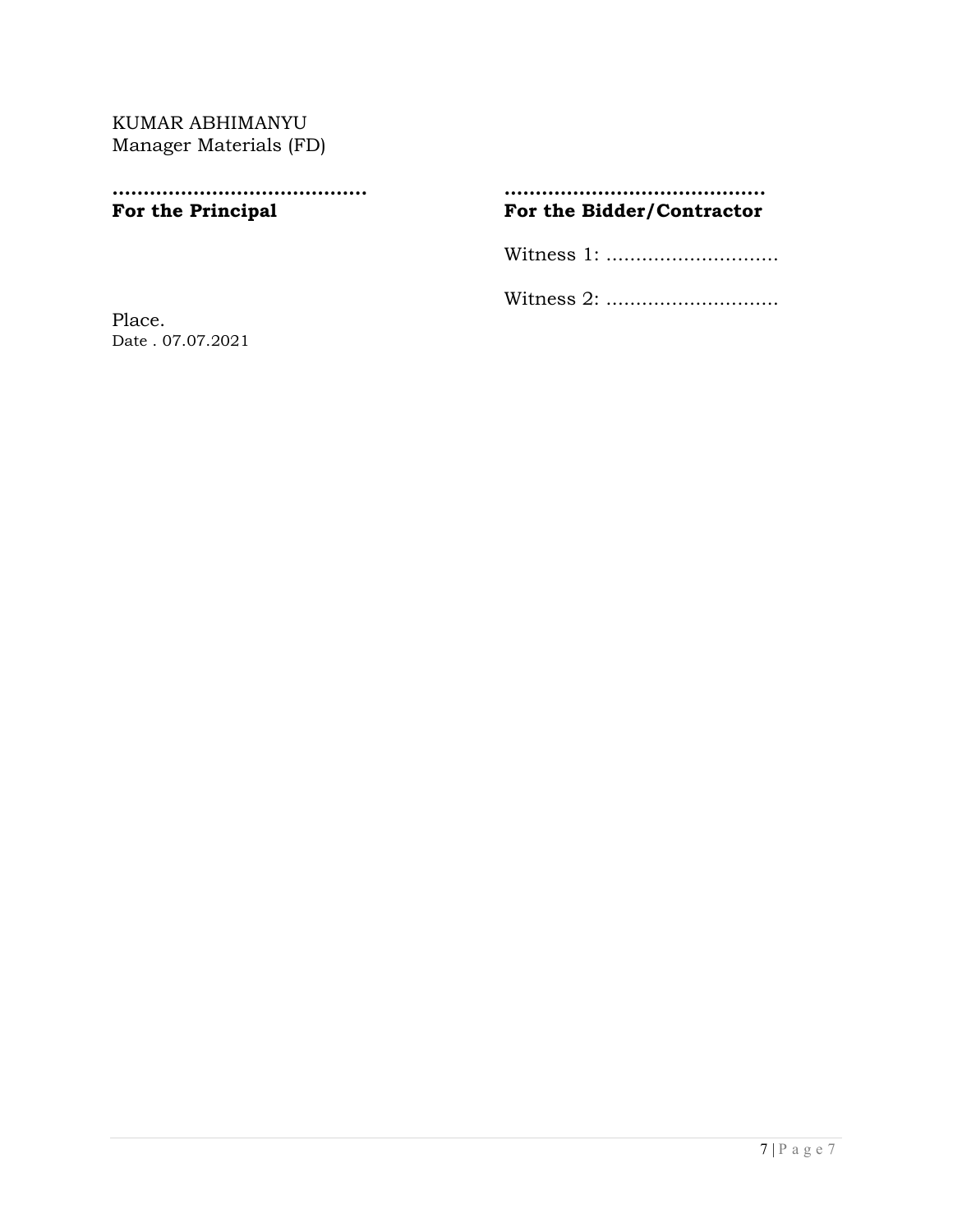KUMAR ABHIMANYU
Manager Materials (FD)

| | |
|---|---|
| **……………………………………** | **……………………………………** |
| **For the Principal** | **For the Bidder/Contractor** |
| | Witness 1: ……………………….. |
| | Witness 2: ……………………….. |

Place.
Date . 07.07.2021